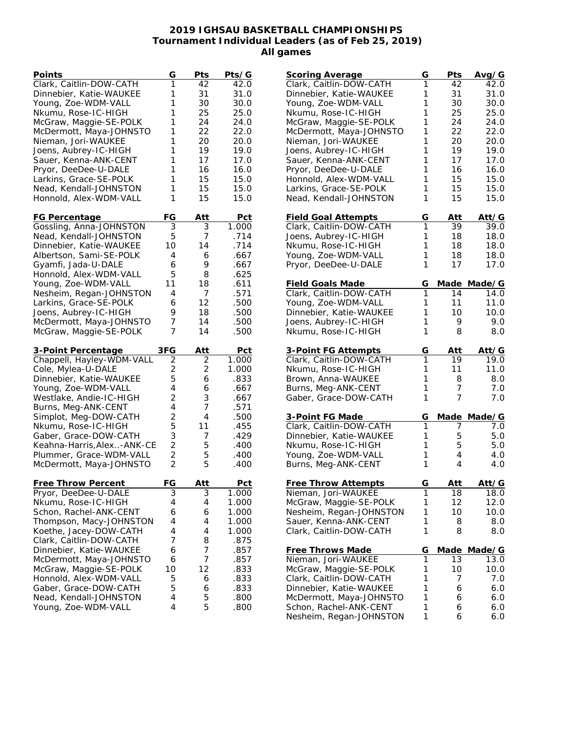# 2019 IGHSAU BASKETBALL CHAMPIONSHIPS
## Tournament Individual Leaders (as of Feb 25, 2019)
### All games

| Points | G | Pts | Pts/G |
|---|---|---|---|
| Clark, Caitlin-DOW-CATH | 1 | 42 | 42.0 |
| Dinnebier, Katie-WAUKEE | 1 | 31 | 31.0 |
| Young, Zoe-WDM-VALL | 1 | 30 | 30.0 |
| Nkumu, Rose-IC-HIGH | 1 | 25 | 25.0 |
| McGraw, Maggie-SE-POLK | 1 | 24 | 24.0 |
| McDermott, Maya-JOHNSTO | 1 | 22 | 22.0 |
| Nieman, Jori-WAUKEE | 1 | 20 | 20.0 |
| Joens, Aubrey-IC-HIGH | 1 | 19 | 19.0 |
| Sauer, Kenna-ANK-CENT | 1 | 17 | 17.0 |
| Pryor, DeeDee-U-DALE | 1 | 16 | 16.0 |
| Larkins, Grace-SE-POLK | 1 | 15 | 15.0 |
| Nead, Kendall-JOHNSTON | 1 | 15 | 15.0 |
| Honnold, Alex-WDM-VALL | 1 | 15 | 15.0 |

| FG Percentage | FG | Att | Pct |
|---|---|---|---|
| Gossling, Anna-JOHNSTON | 3 | 3 | 1.000 |
| Nead, Kendall-JOHNSTON | 5 | 7 | .714 |
| Dinnebier, Katie-WAUKEE | 10 | 14 | .714 |
| Albertson, Sami-SE-POLK | 4 | 6 | .667 |
| Gyamfi, Jada-U-DALE | 6 | 9 | .667 |
| Honnold, Alex-WDM-VALL | 5 | 8 | .625 |
| Young, Zoe-WDM-VALL | 11 | 18 | .611 |
| Nesheim, Regan-JOHNSTON | 4 | 7 | .571 |
| Larkins, Grace-SE-POLK | 6 | 12 | .500 |
| Joens, Aubrey-IC-HIGH | 9 | 18 | .500 |
| McDermott, Maya-JOHNSTO | 7 | 14 | .500 |
| McGraw, Maggie-SE-POLK | 7 | 14 | .500 |

| 3-Point Percentage | 3FG | Att | Pct |
|---|---|---|---|
| Chappell, Hayley-WDM-VALL | 2 | 2 | 1.000 |
| Cole, Mylea-U-DALE | 2 | 2 | 1.000 |
| Dinnebier, Katie-WAUKEE | 5 | 6 | .833 |
| Young, Zoe-WDM-VALL | 4 | 6 | .667 |
| Westlake, Andie-IC-HIGH | 2 | 3 | .667 |
| Burns, Meg-ANK-CENT | 4 | 7 | .571 |
| Simplot, Meg-DOW-CATH | 2 | 4 | .500 |
| Nkumu, Rose-IC-HIGH | 5 | 11 | .455 |
| Gaber, Grace-DOW-CATH | 3 | 7 | .429 |
| Keahna-Harris,Alex..-ANK-CE | 2 | 5 | .400 |
| Plummer, Grace-WDM-VALL | 2 | 5 | .400 |
| McDermott, Maya-JOHNSTO | 2 | 5 | .400 |

| Free Throw Percent | FG | Att | Pct |
|---|---|---|---|
| Pryor, DeeDee-U-DALE | 3 | 3 | 1.000 |
| Nkumu, Rose-IC-HIGH | 4 | 4 | 1.000 |
| Schon, Rachel-ANK-CENT | 6 | 6 | 1.000 |
| Thompson, Macy-JOHNSTON | 4 | 4 | 1.000 |
| Koethe, Jacey-DOW-CATH | 4 | 4 | 1.000 |
| Clark, Caitlin-DOW-CATH | 7 | 8 | .875 |
| Dinnebier, Katie-WAUKEE | 6 | 7 | .857 |
| McDermott, Maya-JOHNSTO | 6 | 7 | .857 |
| McGraw, Maggie-SE-POLK | 10 | 12 | .833 |
| Honnold, Alex-WDM-VALL | 5 | 6 | .833 |
| Gaber, Grace-DOW-CATH | 5 | 6 | .833 |
| Nead, Kendall-JOHNSTON | 4 | 5 | .800 |
| Young, Zoe-WDM-VALL | 4 | 5 | .800 |

| Scoring Average | G | Pts | Avg/G |
|---|---|---|---|
| Clark, Caitlin-DOW-CATH | 1 | 42 | 42.0 |
| Dinnebier, Katie-WAUKEE | 1 | 31 | 31.0 |
| Young, Zoe-WDM-VALL | 1 | 30 | 30.0 |
| Nkumu, Rose-IC-HIGH | 1 | 25 | 25.0 |
| McGraw, Maggie-SE-POLK | 1 | 24 | 24.0 |
| McDermott, Maya-JOHNSTO | 1 | 22 | 22.0 |
| Nieman, Jori-WAUKEE | 1 | 20 | 20.0 |
| Joens, Aubrey-IC-HIGH | 1 | 19 | 19.0 |
| Sauer, Kenna-ANK-CENT | 1 | 17 | 17.0 |
| Pryor, DeeDee-U-DALE | 1 | 16 | 16.0 |
| Honnold, Alex-WDM-VALL | 1 | 15 | 15.0 |
| Larkins, Grace-SE-POLK | 1 | 15 | 15.0 |
| Nead, Kendall-JOHNSTON | 1 | 15 | 15.0 |

| Field Goal Attempts | G | Att | Att/G |
|---|---|---|---|
| Clark, Caitlin-DOW-CATH | 1 | 39 | 39.0 |
| Joens, Aubrey-IC-HIGH | 1 | 18 | 18.0 |
| Nkumu, Rose-IC-HIGH | 1 | 18 | 18.0 |
| Young, Zoe-WDM-VALL | 1 | 18 | 18.0 |
| Pryor, DeeDee-U-DALE | 1 | 17 | 17.0 |

| Field Goals Made | G | Made | Made/G |
|---|---|---|---|
| Clark, Caitlin-DOW-CATH | 1 | 14 | 14.0 |
| Young, Zoe-WDM-VALL | 1 | 11 | 11.0 |
| Dinnebier, Katie-WAUKEE | 1 | 10 | 10.0 |
| Joens, Aubrey-IC-HIGH | 1 | 9 | 9.0 |
| Nkumu, Rose-IC-HIGH | 1 | 8 | 8.0 |

| 3-Point FG Attempts | G | Att | Att/G |
|---|---|---|---|
| Clark, Caitlin-DOW-CATH | 1 | 19 | 19.0 |
| Nkumu, Rose-IC-HIGH | 1 | 11 | 11.0 |
| Brown, Anna-WAUKEE | 1 | 8 | 8.0 |
| Burns, Meg-ANK-CENT | 1 | 7 | 7.0 |
| Gaber, Grace-DOW-CATH | 1 | 7 | 7.0 |

| 3-Point FG Made | G | Made | Made/G |
|---|---|---|---|
| Clark, Caitlin-DOW-CATH | 1 | 7 | 7.0 |
| Dinnebier, Katie-WAUKEE | 1 | 5 | 5.0 |
| Nkumu, Rose-IC-HIGH | 1 | 5 | 5.0 |
| Young, Zoe-WDM-VALL | 1 | 4 | 4.0 |
| Burns, Meg-ANK-CENT | 1 | 4 | 4.0 |

| Free Throw Attempts | G | Att | Att/G |
|---|---|---|---|
| Nieman, Jori-WAUKEE | 1 | 18 | 18.0 |
| McGraw, Maggie-SE-POLK | 1 | 12 | 12.0 |
| Nesheim, Regan-JOHNSTON | 1 | 10 | 10.0 |
| Sauer, Kenna-ANK-CENT | 1 | 8 | 8.0 |
| Clark, Caitlin-DOW-CATH | 1 | 8 | 8.0 |

| Free Throws Made | G | Made | Made/G |
|---|---|---|---|
| Nieman, Jori-WAUKEE | 1 | 13 | 13.0 |
| McGraw, Maggie-SE-POLK | 1 | 10 | 10.0 |
| Clark, Caitlin-DOW-CATH | 1 | 7 | 7.0 |
| Dinnebier, Katie-WAUKEE | 1 | 6 | 6.0 |
| McDermott, Maya-JOHNSTO | 1 | 6 | 6.0 |
| Schon, Rachel-ANK-CENT | 1 | 6 | 6.0 |
| Nesheim, Regan-JOHNSTON | 1 | 6 | 6.0 |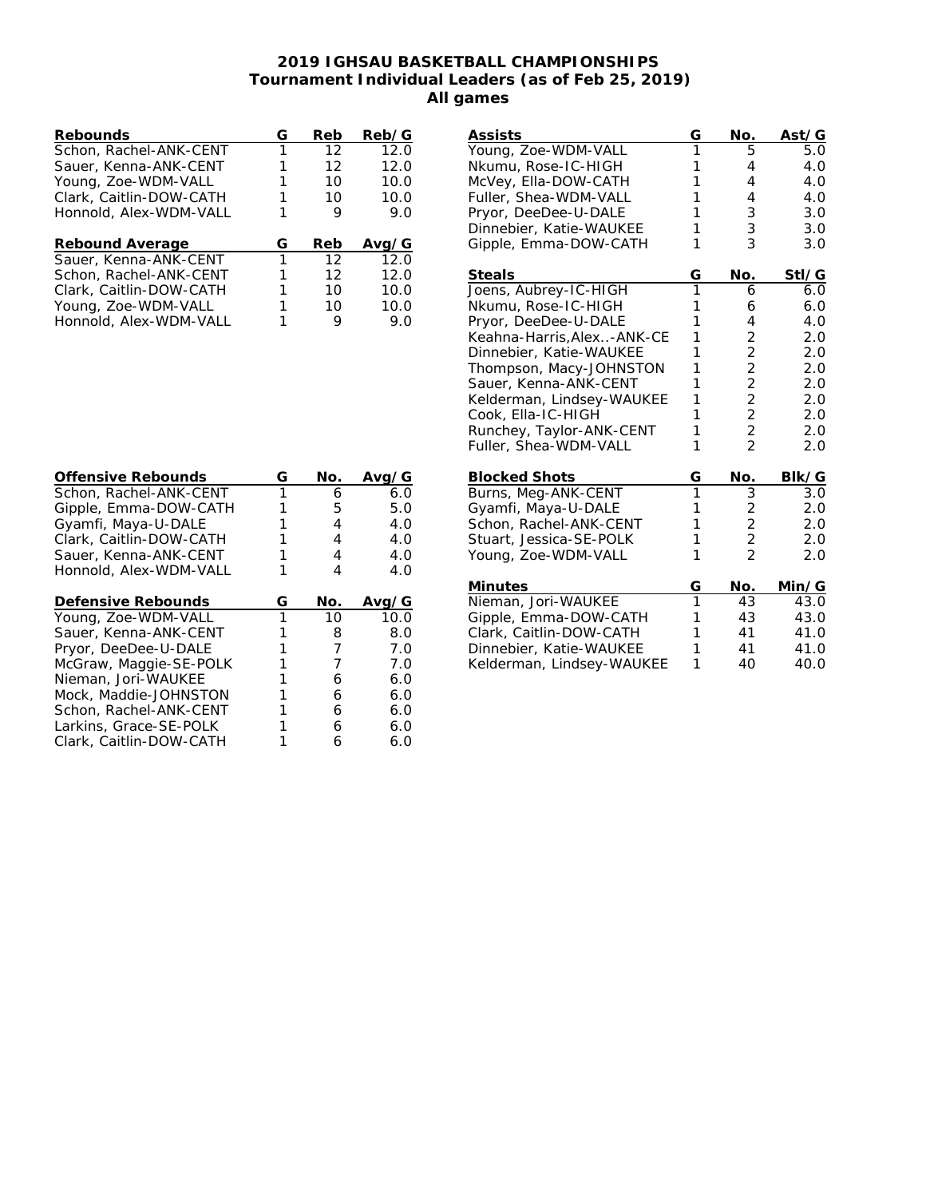# 2019 IGHSAU BASKETBALL CHAMPIONSHIPS
## Tournament Individual Leaders (as of Feb 25, 2019)
### All games

| Rebounds | G | Reb | Reb/G |
|---|---|---|---|
| Schon, Rachel-ANK-CENT | 1 | 12 | 12.0 |
| Sauer, Kenna-ANK-CENT | 1 | 12 | 12.0 |
| Young, Zoe-WDM-VALL | 1 | 10 | 10.0 |
| Clark, Caitlin-DOW-CATH | 1 | 10 | 10.0 |
| Honnold, Alex-WDM-VALL | 1 | 9 | 9.0 |

| Rebound Average | G | Reb | Avg/G |
|---|---|---|---|
| Sauer, Kenna-ANK-CENT | 1 | 12 | 12.0 |
| Schon, Rachel-ANK-CENT | 1 | 12 | 12.0 |
| Clark, Caitlin-DOW-CATH | 1 | 10 | 10.0 |
| Young, Zoe-WDM-VALL | 1 | 10 | 10.0 |
| Honnold, Alex-WDM-VALL | 1 | 9 | 9.0 |

| Offensive Rebounds | G | No. | Avg/G |
|---|---|---|---|
| Schon, Rachel-ANK-CENT | 1 | 6 | 6.0 |
| Gipple, Emma-DOW-CATH | 1 | 5 | 5.0 |
| Gyamfi, Maya-U-DALE | 1 | 4 | 4.0 |
| Clark, Caitlin-DOW-CATH | 1 | 4 | 4.0 |
| Sauer, Kenna-ANK-CENT | 1 | 4 | 4.0 |
| Honnold, Alex-WDM-VALL | 1 | 4 | 4.0 |

| Defensive Rebounds | G | No. | Avg/G |
|---|---|---|---|
| Young, Zoe-WDM-VALL | 1 | 10 | 10.0 |
| Sauer, Kenna-ANK-CENT | 1 | 8 | 8.0 |
| Pryor, DeeDee-U-DALE | 1 | 7 | 7.0 |
| McGraw, Maggie-SE-POLK | 1 | 7 | 7.0 |
| Nieman, Jori-WAUKEE | 1 | 6 | 6.0 |
| Mock, Maddie-JOHNSTON | 1 | 6 | 6.0 |
| Schon, Rachel-ANK-CENT | 1 | 6 | 6.0 |
| Larkins, Grace-SE-POLK | 1 | 6 | 6.0 |
| Clark, Caitlin-DOW-CATH | 1 | 6 | 6.0 |

| Assists | G | No. | Ast/G |
|---|---|---|---|
| Young, Zoe-WDM-VALL | 1 | 5 | 5.0 |
| Nkumu, Rose-IC-HIGH | 1 | 4 | 4.0 |
| McVey, Ella-DOW-CATH | 1 | 4 | 4.0 |
| Fuller, Shea-WDM-VALL | 1 | 4 | 4.0 |
| Pryor, DeeDee-U-DALE | 1 | 3 | 3.0 |
| Dinnebier, Katie-WAUKEE | 1 | 3 | 3.0 |
| Gipple, Emma-DOW-CATH | 1 | 3 | 3.0 |

| Steals | G | No. | Stl/G |
|---|---|---|---|
| Joens, Aubrey-IC-HIGH | 1 | 6 | 6.0 |
| Nkumu, Rose-IC-HIGH | 1 | 6 | 6.0 |
| Pryor, DeeDee-U-DALE | 1 | 4 | 4.0 |
| Keahna-Harris,Alex..-ANK-CE | 1 | 2 | 2.0 |
| Dinnebier, Katie-WAUKEE | 1 | 2 | 2.0 |
| Thompson, Macy-JOHNSTON | 1 | 2 | 2.0 |
| Sauer, Kenna-ANK-CENT | 1 | 2 | 2.0 |
| Kelderman, Lindsey-WAUKEE | 1 | 2 | 2.0 |
| Cook, Ella-IC-HIGH | 1 | 2 | 2.0 |
| Runchey, Taylor-ANK-CENT | 1 | 2 | 2.0 |
| Fuller, Shea-WDM-VALL | 1 | 2 | 2.0 |

| Blocked Shots | G | No. | Blk/G |
|---|---|---|---|
| Burns, Meg-ANK-CENT | 1 | 3 | 3.0 |
| Gyamfi, Maya-U-DALE | 1 | 2 | 2.0 |
| Schon, Rachel-ANK-CENT | 1 | 2 | 2.0 |
| Stuart, Jessica-SE-POLK | 1 | 2 | 2.0 |
| Young, Zoe-WDM-VALL | 1 | 2 | 2.0 |

| Minutes | G | No. | Min/G |
|---|---|---|---|
| Nieman, Jori-WAUKEE | 1 | 43 | 43.0 |
| Gipple, Emma-DOW-CATH | 1 | 43 | 43.0 |
| Clark, Caitlin-DOW-CATH | 1 | 41 | 41.0 |
| Dinnebier, Katie-WAUKEE | 1 | 41 | 41.0 |
| Kelderman, Lindsey-WAUKEE | 1 | 40 | 40.0 |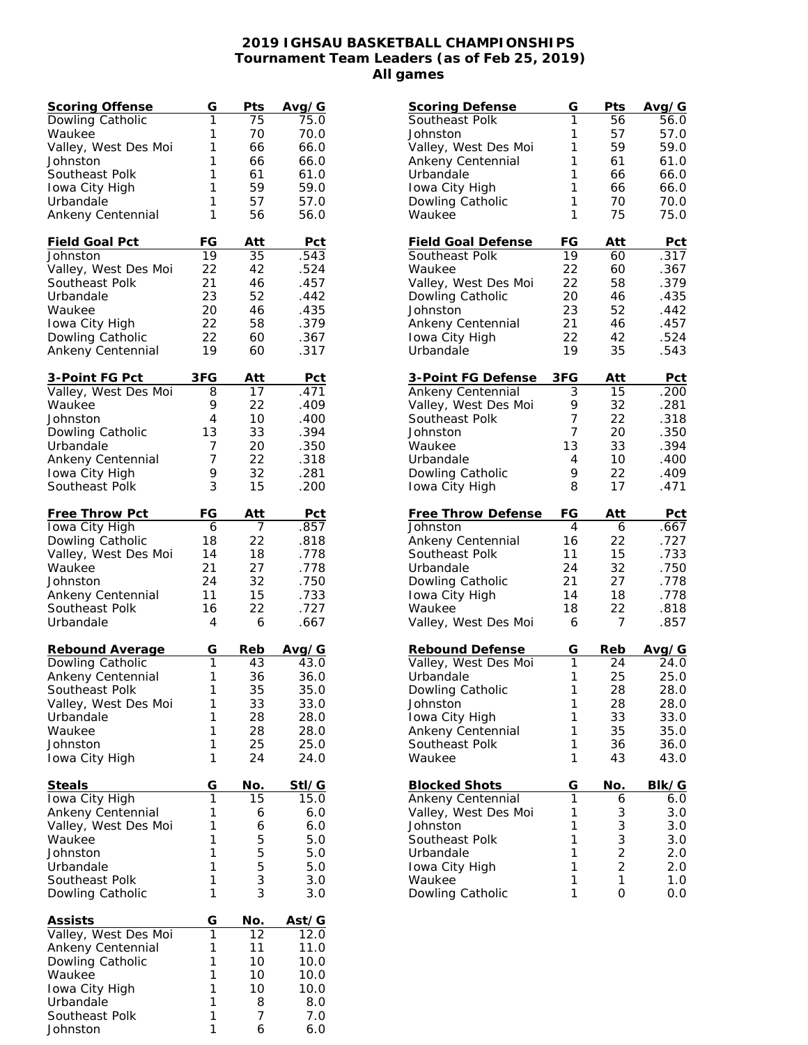# 2019 IGHSAU BASKETBALL CHAMPIONSHIPS
## Tournament Team Leaders (as of Feb 25, 2019)
## All games

| Scoring Offense | G | Pts | Avg/G |
|---|---|---|---|
| Dowling Catholic | 1 | 75 | 75.0 |
| Waukee | 1 | 70 | 70.0 |
| Valley, West Des Moi | 1 | 66 | 66.0 |
| Johnston | 1 | 66 | 66.0 |
| Southeast Polk | 1 | 61 | 61.0 |
| Iowa City High | 1 | 59 | 59.0 |
| Urbandale | 1 | 57 | 57.0 |
| Ankeny Centennial | 1 | 56 | 56.0 |

| Field Goal Pct | FG | Att | Pct |
|---|---|---|---|
| Johnston | 19 | 35 | .543 |
| Valley, West Des Moi | 22 | 42 | .524 |
| Southeast Polk | 21 | 46 | .457 |
| Urbandale | 23 | 52 | .442 |
| Waukee | 20 | 46 | .435 |
| Iowa City High | 22 | 58 | .379 |
| Dowling Catholic | 22 | 60 | .367 |
| Ankeny Centennial | 19 | 60 | .317 |

| 3-Point FG Pct | 3FG | Att | Pct |
|---|---|---|---|
| Valley, West Des Moi | 8 | 17 | .471 |
| Waukee | 9 | 22 | .409 |
| Johnston | 4 | 10 | .400 |
| Dowling Catholic | 13 | 33 | .394 |
| Urbandale | 7 | 20 | .350 |
| Ankeny Centennial | 7 | 22 | .318 |
| Iowa City High | 9 | 32 | .281 |
| Southeast Polk | 3 | 15 | .200 |

| Free Throw Pct | FG | Att | Pct |
|---|---|---|---|
| Iowa City High | 6 | 7 | .857 |
| Dowling Catholic | 18 | 22 | .818 |
| Valley, West Des Moi | 14 | 18 | .778 |
| Waukee | 21 | 27 | .778 |
| Johnston | 24 | 32 | .750 |
| Ankeny Centennial | 11 | 15 | .733 |
| Southeast Polk | 16 | 22 | .727 |
| Urbandale | 4 | 6 | .667 |

| Rebound Average | G | Reb | Avg/G |
|---|---|---|---|
| Dowling Catholic | 1 | 43 | 43.0 |
| Ankeny Centennial | 1 | 36 | 36.0 |
| Southeast Polk | 1 | 35 | 35.0 |
| Valley, West Des Moi | 1 | 33 | 33.0 |
| Urbandale | 1 | 28 | 28.0 |
| Waukee | 1 | 28 | 28.0 |
| Johnston | 1 | 25 | 25.0 |
| Iowa City High | 1 | 24 | 24.0 |

| Steals | G | No. | Stl/G |
|---|---|---|---|
| Iowa City High | 1 | 15 | 15.0 |
| Ankeny Centennial | 1 | 6 | 6.0 |
| Valley, West Des Moi | 1 | 6 | 6.0 |
| Waukee | 1 | 5 | 5.0 |
| Johnston | 1 | 5 | 5.0 |
| Urbandale | 1 | 5 | 5.0 |
| Southeast Polk | 1 | 3 | 3.0 |
| Dowling Catholic | 1 | 3 | 3.0 |

| Assists | G | No. | Ast/G |
|---|---|---|---|
| Valley, West Des Moi | 1 | 12 | 12.0 |
| Ankeny Centennial | 1 | 11 | 11.0 |
| Dowling Catholic | 1 | 10 | 10.0 |
| Waukee | 1 | 10 | 10.0 |
| Iowa City High | 1 | 10 | 10.0 |
| Urbandale | 1 | 8 | 8.0 |
| Southeast Polk | 1 | 7 | 7.0 |
| Johnston | 1 | 6 | 6.0 |

| Scoring Defense | G | Pts | Avg/G |
|---|---|---|---|
| Southeast Polk | 1 | 56 | 56.0 |
| Johnston | 1 | 57 | 57.0 |
| Valley, West Des Moi | 1 | 59 | 59.0 |
| Ankeny Centennial | 1 | 61 | 61.0 |
| Urbandale | 1 | 66 | 66.0 |
| Iowa City High | 1 | 66 | 66.0 |
| Dowling Catholic | 1 | 70 | 70.0 |
| Waukee | 1 | 75 | 75.0 |

| Field Goal Defense | FG | Att | Pct |
|---|---|---|---|
| Southeast Polk | 19 | 60 | .317 |
| Waukee | 22 | 60 | .367 |
| Valley, West Des Moi | 22 | 58 | .379 |
| Dowling Catholic | 20 | 46 | .435 |
| Johnston | 23 | 52 | .442 |
| Ankeny Centennial | 21 | 46 | .457 |
| Iowa City High | 22 | 42 | .524 |
| Urbandale | 19 | 35 | .543 |

| 3-Point FG Defense | 3FG | Att | Pct |
|---|---|---|---|
| Ankeny Centennial | 3 | 15 | .200 |
| Valley, West Des Moi | 9 | 32 | .281 |
| Southeast Polk | 7 | 22 | .318 |
| Johnston | 7 | 20 | .350 |
| Waukee | 13 | 33 | .394 |
| Urbandale | 4 | 10 | .400 |
| Dowling Catholic | 9 | 22 | .409 |
| Iowa City High | 8 | 17 | .471 |

| Free Throw Defense | FG | Att | Pct |
|---|---|---|---|
| Johnston | 4 | 6 | .667 |
| Ankeny Centennial | 16 | 22 | .727 |
| Southeast Polk | 11 | 15 | .733 |
| Urbandale | 24 | 32 | .750 |
| Dowling Catholic | 21 | 27 | .778 |
| Iowa City High | 14 | 18 | .778 |
| Waukee | 18 | 22 | .818 |
| Valley, West Des Moi | 6 | 7 | .857 |

| Rebound Defense | G | Reb | Avg/G |
|---|---|---|---|
| Valley, West Des Moi | 1 | 24 | 24.0 |
| Urbandale | 1 | 25 | 25.0 |
| Dowling Catholic | 1 | 28 | 28.0 |
| Johnston | 1 | 28 | 28.0 |
| Iowa City High | 1 | 33 | 33.0 |
| Ankeny Centennial | 1 | 35 | 35.0 |
| Southeast Polk | 1 | 36 | 36.0 |
| Waukee | 1 | 43 | 43.0 |

| Blocked Shots | G | No. | Blk/G |
|---|---|---|---|
| Ankeny Centennial | 1 | 6 | 6.0 |
| Valley, West Des Moi | 1 | 3 | 3.0 |
| Johnston | 1 | 3 | 3.0 |
| Southeast Polk | 1 | 3 | 3.0 |
| Urbandale | 1 | 2 | 2.0 |
| Iowa City High | 1 | 2 | 2.0 |
| Waukee | 1 | 1 | 1.0 |
| Dowling Catholic | 1 | 0 | 0.0 |